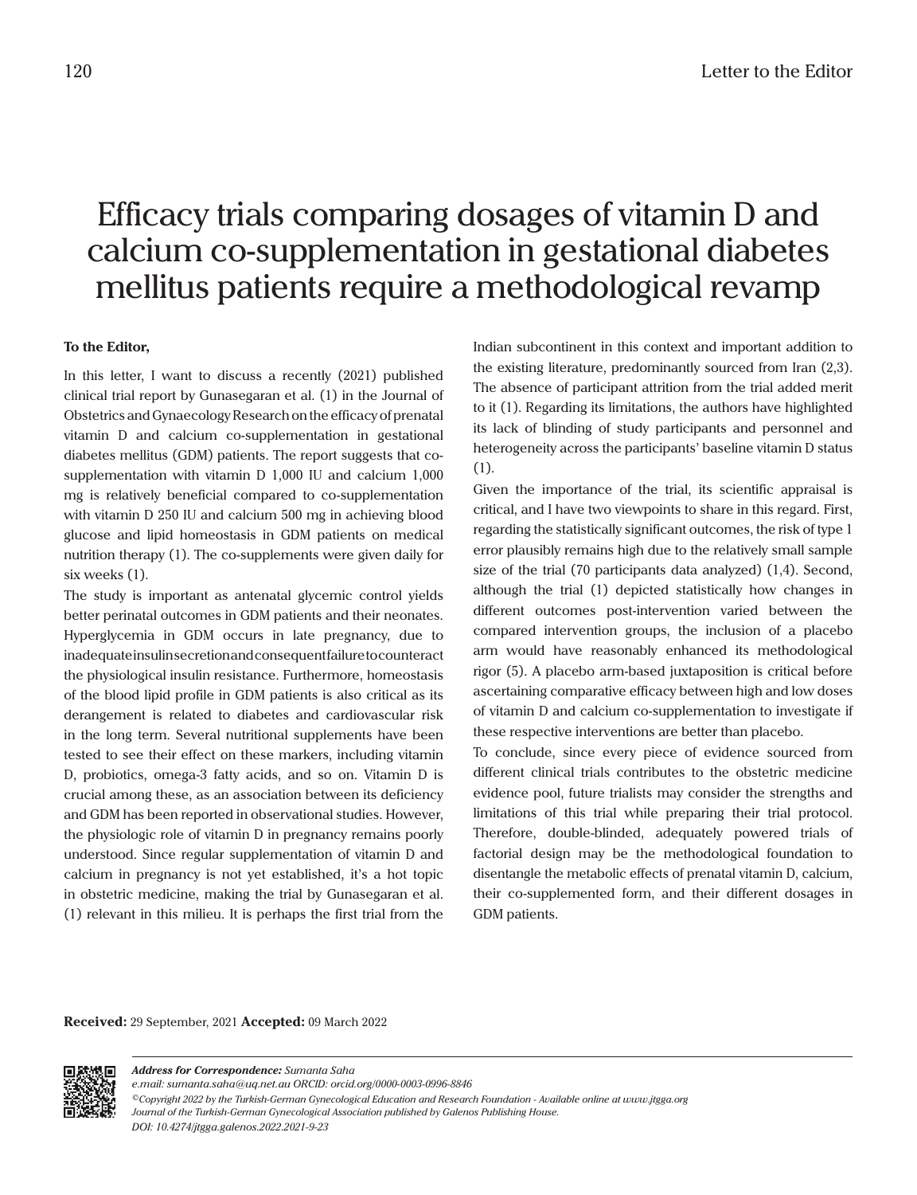# Efficacy trials comparing dosages of vitamin D and calcium co-supplementation in gestational diabetes mellitus patients require a methodological revamp

**To the Editor,**

In this letter, I want to discuss a recently (2021) published clinical trial report by Gunasegaran et al. (1) in the Journal of Obstetrics and Gynaecology Research on the efficacy of prenatal vitamin D and calcium co-supplementation in gestational diabetes mellitus (GDM) patients. The report suggests that co-supplementation with vitamin D 1,000 IU and calcium 1,000 mg is relatively beneficial compared to co-supplementation with vitamin D 250 IU and calcium 500 mg in achieving blood glucose and lipid homeostasis in GDM patients on medical nutrition therapy (1). The co-supplements were given daily for six weeks (1).

The study is important as antenatal glycemic control yields better perinatal outcomes in GDM patients and their neonates. Hyperglycemia in GDM occurs in late pregnancy, due to inadequate insulin secretion and consequent failure to counteract the physiological insulin resistance. Furthermore, homeostasis of the blood lipid profile in GDM patients is also critical as its derangement is related to diabetes and cardiovascular risk in the long term. Several nutritional supplements have been tested to see their effect on these markers, including vitamin D, probiotics, omega-3 fatty acids, and so on. Vitamin D is crucial among these, as an association between its deficiency and GDM has been reported in observational studies. However, the physiologic role of vitamin D in pregnancy remains poorly understood. Since regular supplementation of vitamin D and calcium in pregnancy is not yet established, it's a hot topic in obstetric medicine, making the trial by Gunasegaran et al. (1) relevant in this milieu. It is perhaps the first trial from the Indian subcontinent in this context and important addition to the existing literature, predominantly sourced from Iran (2,3). The absence of participant attrition from the trial added merit to it (1). Regarding its limitations, the authors have highlighted its lack of blinding of study participants and personnel and heterogeneity across the participants' baseline vitamin D status (1).

Given the importance of the trial, its scientific appraisal is critical, and I have two viewpoints to share in this regard. First, regarding the statistically significant outcomes, the risk of type 1 error plausibly remains high due to the relatively small sample size of the trial (70 participants data analyzed) (1,4). Second, although the trial (1) depicted statistically how changes in different outcomes post-intervention varied between the compared intervention groups, the inclusion of a placebo arm would have reasonably enhanced its methodological rigor (5). A placebo arm-based juxtaposition is critical before ascertaining comparative efficacy between high and low doses of vitamin D and calcium co-supplementation to investigate if these respective interventions are better than placebo.

To conclude, since every piece of evidence sourced from different clinical trials contributes to the obstetric medicine evidence pool, future trialists may consider the strengths and limitations of this trial while preparing their trial protocol. Therefore, double-blinded, adequately powered trials of factorial design may be the methodological foundation to disentangle the metabolic effects of prenatal vitamin D, calcium, their co-supplemented form, and their different dosages in GDM patients.

**Received:** 29 September, 2021 **Accepted:** 09 March 2022

*Address for Correspondence: Sumanta Saha*
*e.mail: sumanta.saha@uq.net.au ORCID: orcid.org/0000-0003-0996-8846*
*©Copyright 2022 by the Turkish-German Gynecological Education and Research Foundation - Available online at www.jtgga.org*
*Journal of the Turkish-German Gynecological Association published by Galenos Publishing House.*
*DOI: 10.4274/jtgga.galenos.2022.2021-9-23*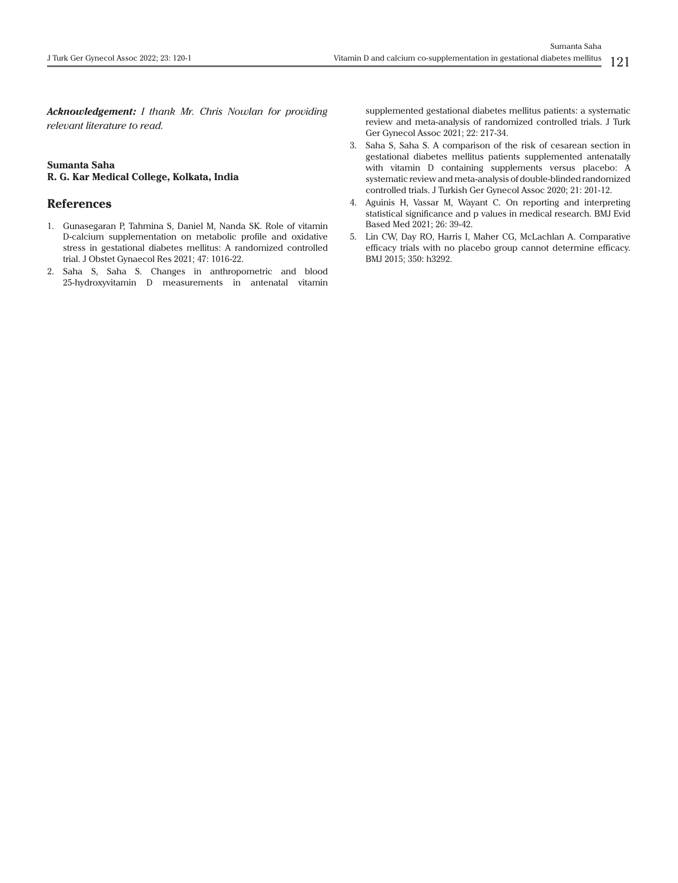***Acknowledgement:*** *I thank Mr. Chris Nowlan for providing relevant literature to read.*

**Sumanta Saha**
**R. G. Kar Medical College, Kolkata, India**

## References

1. Gunasegaran P, Tahmina S, Daniel M, Nanda SK. Role of vitamin D-calcium supplementation on metabolic profile and oxidative stress in gestational diabetes mellitus: A randomized controlled trial. J Obstet Gynaecol Res 2021; 47: 1016-22.
2. Saha S, Saha S. Changes in anthropometric and blood 25-hydroxyvitamin D measurements in antenatal vitamin supplemented gestational diabetes mellitus patients: a systematic review and meta-analysis of randomized controlled trials. J Turk Ger Gynecol Assoc 2021; 22: 217-34.
3. Saha S, Saha S. A comparison of the risk of cesarean section in gestational diabetes mellitus patients supplemented antenatally with vitamin D containing supplements versus placebo: A systematic review and meta-analysis of double-blinded randomized controlled trials. J Turkish Ger Gynecol Assoc 2020; 21: 201-12.
4. Aguinis H, Vassar M, Wayant C. On reporting and interpreting statistical significance and p values in medical research. BMJ Evid Based Med 2021; 26: 39-42.
5. Lin CW, Day RO, Harris I, Maher CG, McLachlan A. Comparative efficacy trials with no placebo group cannot determine efficacy. BMJ 2015; 350: h3292.